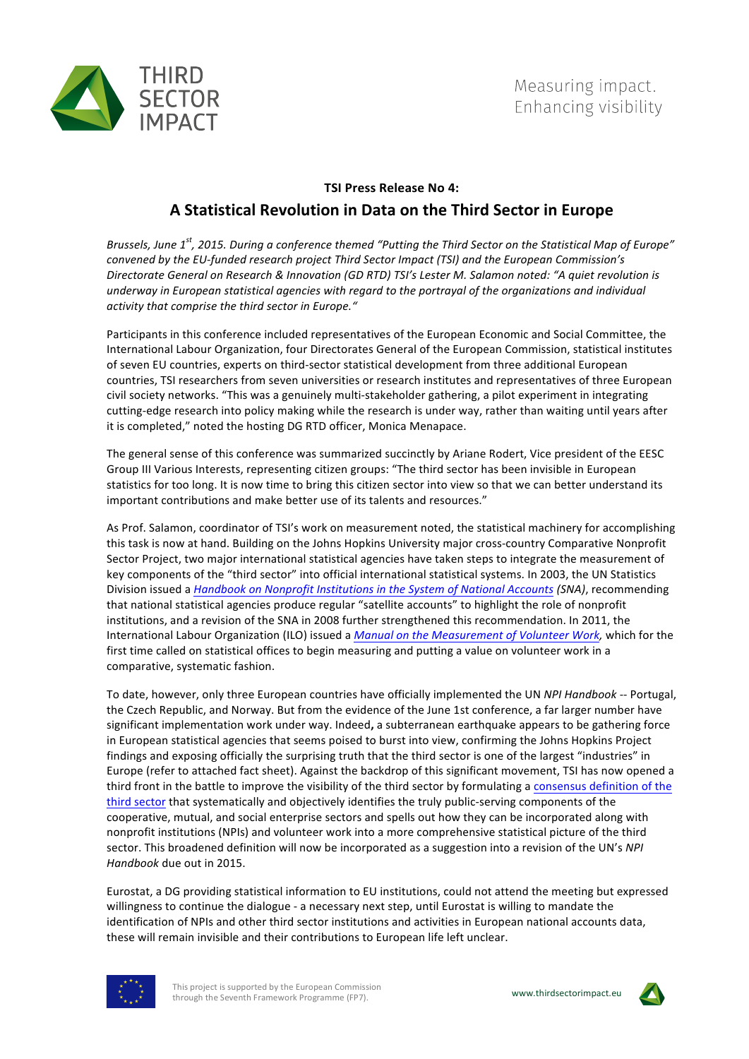THIRD SECTOR IMPACT

Measuring impact. Enhancing visibility

**TSI Press Release No 4:**

# A Statistical Revolution in Data on the Third Sector in Europe

*Brussels, June 1st, 2015. During a conference themed "Putting the Third Sector on the Statistical Map of Europe" convened by the EU-funded research project Third Sector Impact (TSI) and the European Commission's Directorate General on Research & Innovation (GD RTD) TSI's Lester M. Salamon noted: "A quiet revolution is underway in European statistical agencies with regard to the portrayal of the organizations and individual activity that comprise the third sector in Europe."*

Participants in this conference included representatives of the European Economic and Social Committee, the International Labour Organization, four Directorates General of the European Commission, statistical institutes of seven EU countries, experts on third-sector statistical development from three additional European countries, TSI researchers from seven universities or research institutes and representatives of three European civil society networks. "This was a genuinely multi-stakeholder gathering, a pilot experiment in integrating cutting-edge research into policy making while the research is under way, rather than waiting until years after it is completed," noted the hosting DG RTD officer, Monica Menapace.

The general sense of this conference was summarized succinctly by Ariane Rodert, Vice president of the EESC Group III Various Interests, representing citizen groups: "The third sector has been invisible in European statistics for too long. It is now time to bring this citizen sector into view so that we can better understand its important contributions and make better use of its talents and resources."

As Prof. Salamon, coordinator of TSI's work on measurement noted, the statistical machinery for accomplishing this task is now at hand. Building on the Johns Hopkins University major cross-country Comparative Nonprofit Sector Project, two major international statistical agencies have taken steps to integrate the measurement of key components of the "third sector" into official international statistical systems. In 2003, the UN Statistics Division issued a *Handbook on Nonprofit Institutions in the System of National Accounts (SNA)*, recommending that national statistical agencies produce regular "satellite accounts" to highlight the role of nonprofit institutions, and a revision of the SNA in 2008 further strengthened this recommendation. In 2011, the International Labour Organization (ILO) issued a *Manual on the Measurement of Volunteer Work*, which for the first time called on statistical offices to begin measuring and putting a value on volunteer work in a comparative, systematic fashion.

To date, however, only three European countries have officially implemented the UN *NPI Handbook* -- Portugal, the Czech Republic, and Norway. But from the evidence of the June 1st conference, a far larger number have significant implementation work under way. Indeed**,** a subterranean earthquake appears to be gathering force in European statistical agencies that seems poised to burst into view, confirming the Johns Hopkins Project findings and exposing officially the surprising truth that the third sector is one of the largest "industries" in Europe (refer to attached fact sheet). Against the backdrop of this significant movement, TSI has now opened a third front in the battle to improve the visibility of the third sector by formulating a consensus definition of the third sector that systematically and objectively identifies the truly public-serving components of the cooperative, mutual, and social enterprise sectors and spells out how they can be incorporated along with nonprofit institutions (NPIs) and volunteer work into a more comprehensive statistical picture of the third sector. This broadened definition will now be incorporated as a suggestion into a revision of the UN's *NPI Handbook* due out in 2015.

Eurostat, a DG providing statistical information to EU institutions, could not attend the meeting but expressed willingness to continue the dialogue - a necessary next step, until Eurostat is willing to mandate the identification of NPIs and other third sector institutions and activities in European national accounts data, these will remain invisible and their contributions to European life left unclear.

This project is supported by the European Commission through the Seventh Framework Programme (FP7).

www.thirdsectorimpact.eu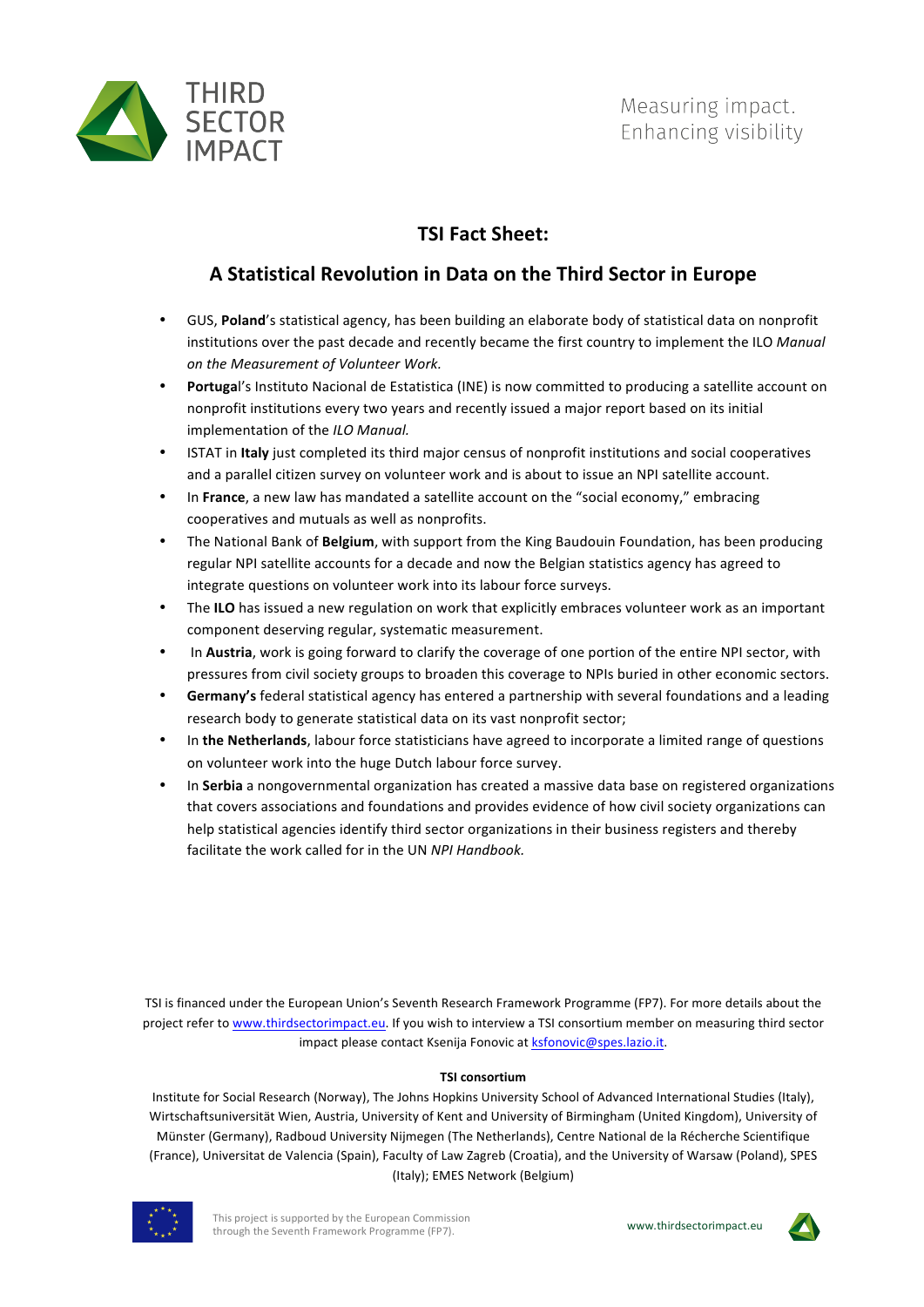THIRD SECTOR IMPACT

Measuring impact.
Enhancing visibility

## TSI Fact Sheet:

## A Statistical Revolution in Data on the Third Sector in Europe

- GUS, **Poland**'s statistical agency, has been building an elaborate body of statistical data on nonprofit institutions over the past decade and recently became the first country to implement the ILO *Manual on the Measurement of Volunteer Work.*
- **Portuga**l's Instituto Nacional de Estatistica (INE) is now committed to producing a satellite account on nonprofit institutions every two years and recently issued a major report based on its initial implementation of the *ILO Manual.*
- ISTAT in **Italy** just completed its third major census of nonprofit institutions and social cooperatives and a parallel citizen survey on volunteer work and is about to issue an NPI satellite account.
- In **France**, a new law has mandated a satellite account on the "social economy," embracing cooperatives and mutuals as well as nonprofits.
- The National Bank of **Belgium**, with support from the King Baudouin Foundation, has been producing regular NPI satellite accounts for a decade and now the Belgian statistics agency has agreed to integrate questions on volunteer work into its labour force surveys.
- The **ILO** has issued a new regulation on work that explicitly embraces volunteer work as an important component deserving regular, systematic measurement.
- In **Austria**, work is going forward to clarify the coverage of one portion of the entire NPI sector, with pressures from civil society groups to broaden this coverage to NPIs buried in other economic sectors.
- **Germany's** federal statistical agency has entered a partnership with several foundations and a leading research body to generate statistical data on its vast nonprofit sector;
- In **the Netherlands**, labour force statisticians have agreed to incorporate a limited range of questions on volunteer work into the huge Dutch labour force survey.
- In **Serbia** a nongovernmental organization has created a massive data base on registered organizations that covers associations and foundations and provides evidence of how civil society organizations can help statistical agencies identify third sector organizations in their business registers and thereby facilitate the work called for in the UN *NPI Handbook.*

TSI is financed under the European Union's Seventh Research Framework Programme (FP7). For more details about the project refer to www.thirdsectorimpact.eu. If you wish to interview a TSI consortium member on measuring third sector impact please contact Ksenija Fonovic at ksfonovic@spes.lazio.it.

**TSI consortium**

Institute for Social Research (Norway), The Johns Hopkins University School of Advanced International Studies (Italy), Wirtschaftsuniversität Wien, Austria, University of Kent and University of Birmingham (United Kingdom), University of Münster (Germany), Radboud University Nijmegen (The Netherlands), Centre National de la Récherche Scientifique (France), Universitat de Valencia (Spain), Faculty of Law Zagreb (Croatia), and the University of Warsaw (Poland), SPES (Italy); EMES Network (Belgium)

This project is supported by the European Commission through the Seventh Framework Programme (FP7).

www.thirdsectorimpact.eu